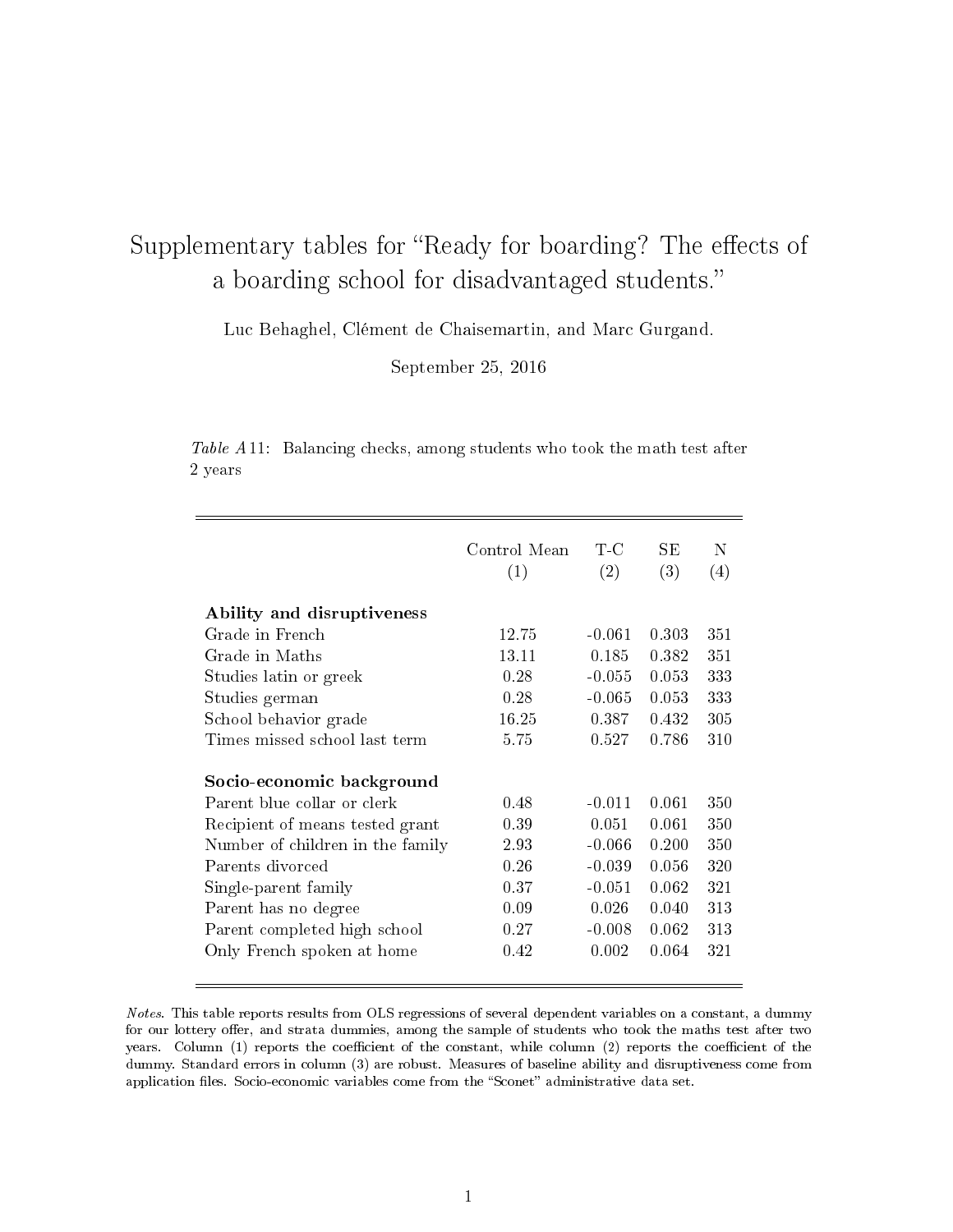# Supplementary tables for "Ready for boarding? The effects of a boarding school for disadvantaged students."

Luc Behaghel, Clément de Chaisemartin, and Marc Gurgand.

September 25, 2016

*Table A*11: Balancing checks, among students who took the math test after 2 years

| | Control Mean (1) | T-C (2) | SE (3) | N (4) |
|---|---|---|---|---|
| **Ability and disruptiveness** | | | | |
| Grade in French | 12.75 | -0.061 | 0.303 | 351 |
| Grade in Maths | 13.11 | 0.185 | 0.382 | 351 |
| Studies latin or greek | 0.28 | -0.055 | 0.053 | 333 |
| Studies german | 0.28 | -0.065 | 0.053 | 333 |
| School behavior grade | 16.25 | 0.387 | 0.432 | 305 |
| Times missed school last term | 5.75 | 0.527 | 0.786 | 310 |
| **Socio-economic background** | | | | |
| Parent blue collar or clerk | 0.48 | -0.011 | 0.061 | 350 |
| Recipient of means tested grant | 0.39 | 0.051 | 0.061 | 350 |
| Number of children in the family | 2.93 | -0.066 | 0.200 | 350 |
| Parents divorced | 0.26 | -0.039 | 0.056 | 320 |
| Single-parent family | 0.37 | -0.051 | 0.062 | 321 |
| Parent has no degree | 0.09 | 0.026 | 0.040 | 313 |
| Parent completed high school | 0.27 | -0.008 | 0.062 | 313 |
| Only French spoken at home | 0.42 | 0.002 | 0.064 | 321 |

*Notes.* This table reports results from OLS regressions of several dependent variables on a constant, a dummy for our lottery offer, and strata dummies, among the sample of students who took the maths test after two years. Column (1) reports the coefficient of the constant, while column (2) reports the coefficient of the dummy. Standard errors in column (3) are robust. Measures of baseline ability and disruptiveness come from application files. Socio-economic variables come from the "Sconet" administrative data set.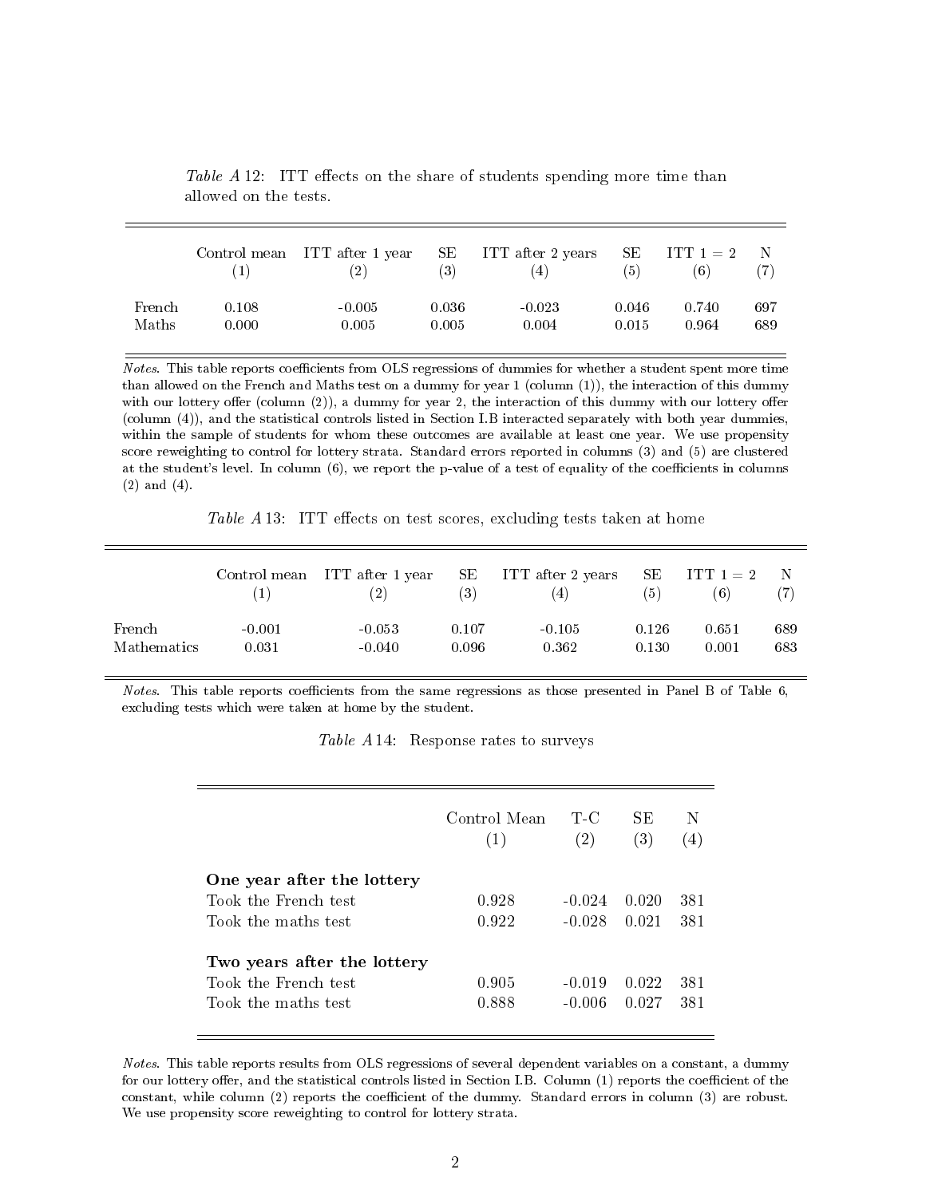*Table A* 12: ITT effects on the share of students spending more time than allowed on the tests.

| | Control mean (1) | ITT after 1 year (2) | SE (3) | ITT after 2 years (4) | SE (5) | ITT 1 = 2 (6) | N (7) |
|---|---|---|---|---|---|---|---|
| French | 0.108 | -0.005 | 0.036 | -0.023 | 0.046 | 0.740 | 697 |
| Maths | 0.000 | 0.005 | 0.005 | 0.004 | 0.015 | 0.964 | 689 |

*Notes.* This table reports coefficients from OLS regressions of dummies for whether a student spent more time than allowed on the French and Maths test on a dummy for year 1 (column (1)), the interaction of this dummy with our lottery offer (column (2)), a dummy for year 2, the interaction of this dummy with our lottery offer (column (4)), and the statistical controls listed in Section I.B interacted separately with both year dummies, within the sample of students for whom these outcomes are available at least one year. We use propensity score reweighting to control for lottery strata. Standard errors reported in columns (3) and (5) are clustered at the student's level. In column (6), we report the p-value of a test of equality of the coefficients in columns (2) and (4).

*Table A* 13: ITT effects on test scores, excluding tests taken at home

| | Control mean (1) | ITT after 1 year (2) | SE (3) | ITT after 2 years (4) | SE (5) | ITT 1 = 2 (6) | N (7) |
|---|---|---|---|---|---|---|---|
| French | -0.001 | -0.053 | 0.107 | -0.105 | 0.126 | 0.651 | 689 |
| Mathematics | 0.031 | -0.040 | 0.096 | 0.362 | 0.130 | 0.001 | 683 |

*Notes.* This table reports coefficients from the same regressions as those presented in Panel B of Table 6, excluding tests which were taken at home by the student.

*Table A* 14: Response rates to surveys

| | Control Mean (1) | T-C (2) | SE (3) | N (4) |
|---|---|---|---|---|
| **One year after the lottery** | | | | |
| Took the French test | 0.928 | -0.024 | 0.020 | 381 |
| Took the maths test | 0.922 | -0.028 | 0.021 | 381 |
| **Two years after the lottery** | | | | |
| Took the French test | 0.905 | -0.019 | 0.022 | 381 |
| Took the maths test | 0.888 | -0.006 | 0.027 | 381 |

*Notes.* This table reports results from OLS regressions of several dependent variables on a constant, a dummy for our lottery offer, and the statistical controls listed in Section I.B. Column (1) reports the coefficient of the constant, while column (2) reports the coefficient of the dummy. Standard errors in column (3) are robust. We use propensity score reweighting to control for lottery strata.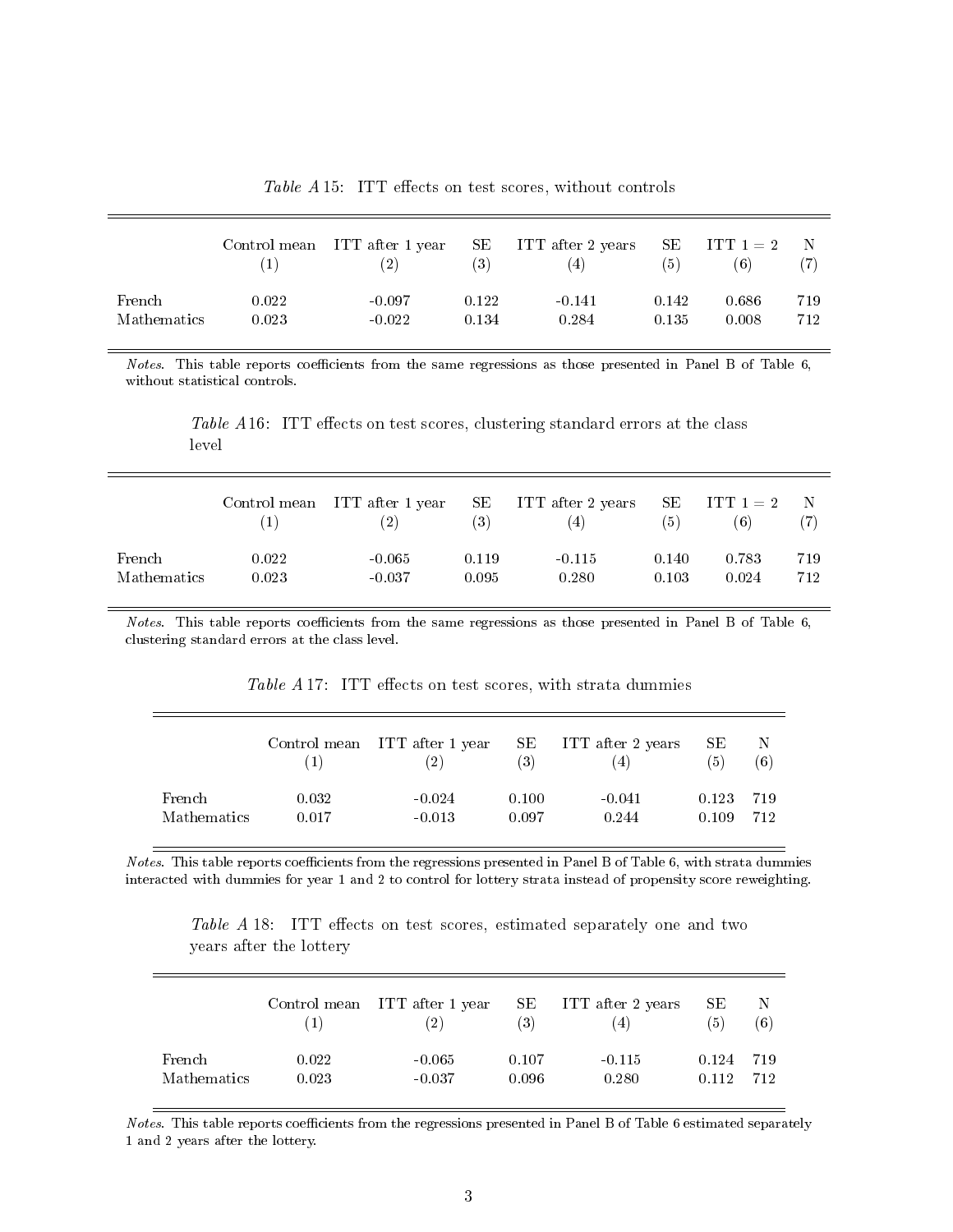*Table A* 15: ITT effects on test scores, without controls

| | Control mean<br>(1) | ITT after 1 year<br>(2) | SE<br>(3) | ITT after 2 years<br>(4) | SE<br>(5) | ITT 1 = 2<br>(6) | N<br>(7) |
|---|---|---|---|---|---|---|---|
| French | 0.022 | -0.097 | 0.122 | -0.141 | 0.142 | 0.686 | 719 |
| Mathematics | 0.023 | -0.022 | 0.134 | 0.284 | 0.135 | 0.008 | 712 |

*Notes.* This table reports coefficients from the same regressions as those presented in Panel B of Table 6, without statistical controls.

*Table A* 16: ITT effects on test scores, clustering standard errors at the class level

| | Control mean<br>(1) | ITT after 1 year<br>(2) | SE<br>(3) | ITT after 2 years<br>(4) | SE<br>(5) | ITT 1 = 2<br>(6) | N<br>(7) |
|---|---|---|---|---|---|---|---|
| French | 0.022 | -0.065 | 0.119 | -0.115 | 0.140 | 0.783 | 719 |
| Mathematics | 0.023 | -0.037 | 0.095 | 0.280 | 0.103 | 0.024 | 712 |

*Notes.* This table reports coefficients from the same regressions as those presented in Panel B of Table 6, clustering standard errors at the class level.

*Table A* 17: ITT effects on test scores, with strata dummies

| | Control mean<br>(1) | ITT after 1 year<br>(2) | SE<br>(3) | ITT after 2 years<br>(4) | SE<br>(5) | N<br>(6) |
|---|---|---|---|---|---|---|
| French | 0.032 | -0.024 | 0.100 | -0.041 | 0.123 | 719 |
| Mathematics | 0.017 | -0.013 | 0.097 | 0.244 | 0.109 | 712 |

*Notes.* This table reports coefficients from the regressions presented in Panel B of Table 6, with strata dummies interacted with dummies for year 1 and 2 to control for lottery strata instead of propensity score reweighting.

*Table A* 18: ITT effects on test scores, estimated separately one and two years after the lottery

| | Control mean<br>(1) | ITT after 1 year<br>(2) | SE<br>(3) | ITT after 2 years<br>(4) | SE<br>(5) | N<br>(6) |
|---|---|---|---|---|---|---|
| French | 0.022 | -0.065 | 0.107 | -0.115 | 0.124 | 719 |
| Mathematics | 0.023 | -0.037 | 0.096 | 0.280 | 0.112 | 712 |

*Notes.* This table reports coefficients from the regressions presented in Panel B of Table 6 estimated separately 1 and 2 years after the lottery.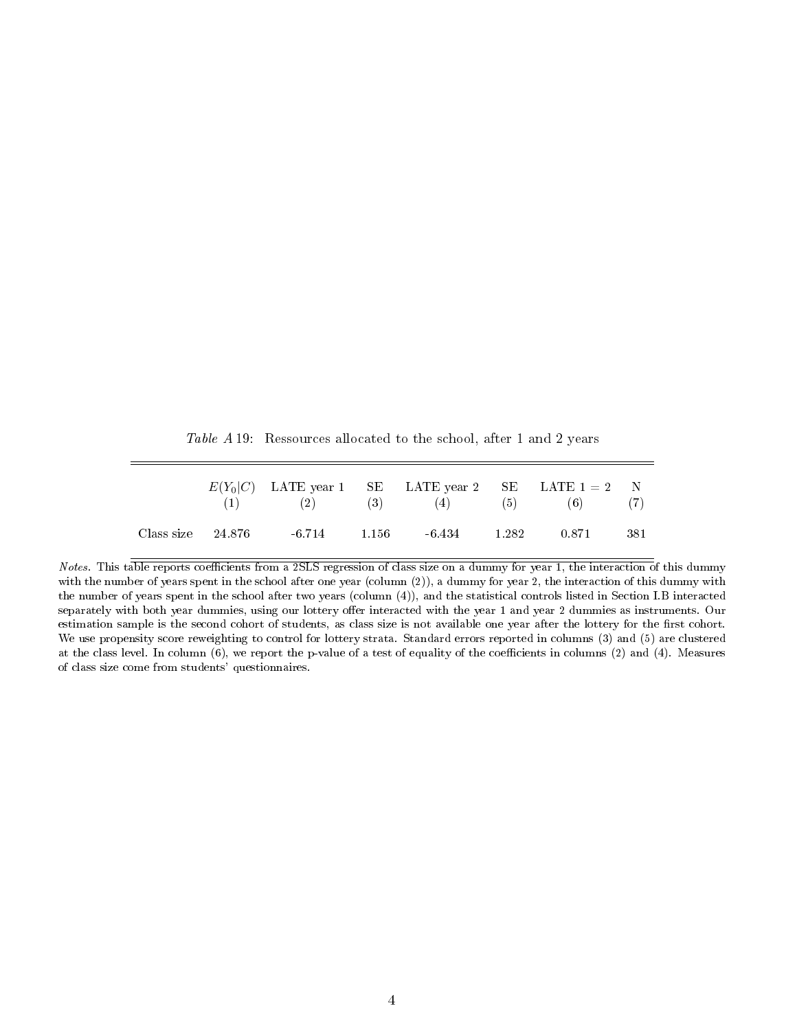*Table A*19: Ressources allocated to the school, after 1 and 2 years

| | $E(Y_0\|C)$ | LATE year 1 | SE | LATE year 2 | SE | LATE 1 = 2 | N |
|---|---|---|---|---|---|---|---|
| | (1) | (2) | (3) | (4) | (5) | (6) | (7) |
| Class size | 24.876 | -6.714 | 1.156 | -6.434 | 1.282 | 0.871 | 381 |

*Notes.* This table reports coefficients from a 2SLS regression of class size on a dummy for year 1, the interaction of this dummy with the number of years spent in the school after one year (column (2)), a dummy for year 2, the interaction of this dummy with the number of years spent in the school after two years (column (4)), and the statistical controls listed in Section I.B interacted separately with both year dummies, using our lottery offer interacted with the year 1 and year 2 dummies as instruments. Our estimation sample is the second cohort of students, as class size is not available one year after the lottery for the first cohort. We use propensity score reweighting to control for lottery strata. Standard errors reported in columns (3) and (5) are clustered at the class level. In column (6), we report the p-value of a test of equality of the coefficients in columns (2) and (4). Measures of class size come from students' questionnaires.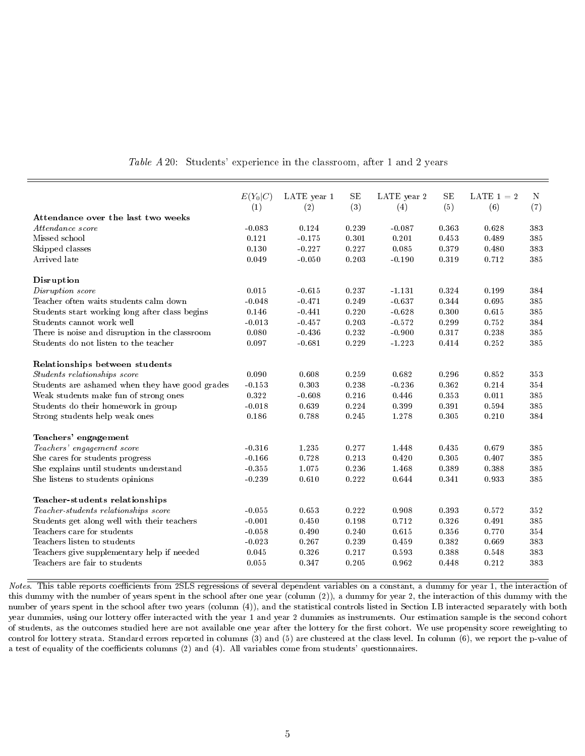*Table A20*: Students' experience in the classroom, after 1 and 2 years

| | $E(Y_0\|C)$ | LATE year 1 | SE | LATE year 2 | SE | LATE 1 = 2 | N |
|---|---|---|---|---|---|---|---|
| | (1) | (2) | (3) | (4) | (5) | (6) | (7) |
| **Attendance over the last two weeks** | | | | | | | |
| *Attendance score* | -0.083 | 0.124 | 0.239 | -0.087 | 0.363 | 0.628 | 383 |
| Missed school | 0.121 | -0.175 | 0.301 | 0.201 | 0.453 | 0.489 | 385 |
| Skipped classes | 0.130 | -0.227 | 0.227 | 0.085 | 0.379 | 0.480 | 383 |
| Arrived late | 0.049 | -0.050 | 0.203 | -0.190 | 0.319 | 0.712 | 385 |
| **Disruption** | | | | | | | |
| *Disruption score* | 0.015 | -0.615 | 0.237 | -1.131 | 0.324 | 0.199 | 384 |
| Teacher often waits students calm down | -0.048 | -0.471 | 0.249 | -0.637 | 0.344 | 0.695 | 385 |
| Students start working long after class begins | 0.146 | -0.441 | 0.220 | -0.628 | 0.300 | 0.615 | 385 |
| Students cannot work well | -0.013 | -0.457 | 0.203 | -0.572 | 0.299 | 0.752 | 384 |
| There is noise and disruption in the classroom | 0.080 | -0.436 | 0.232 | -0.900 | 0.317 | 0.238 | 385 |
| Students do not listen to the teacher | 0.097 | -0.681 | 0.229 | -1.223 | 0.414 | 0.252 | 385 |
| **Relationships between students** | | | | | | | |
| *Students relationships score* | 0.090 | 0.608 | 0.259 | 0.682 | 0.296 | 0.852 | 353 |
| Students are ashamed when they have good grades | -0.153 | 0.303 | 0.238 | -0.236 | 0.362 | 0.214 | 354 |
| Weak students make fun of strong ones | 0.322 | -0.608 | 0.216 | 0.446 | 0.353 | 0.011 | 385 |
| Students do their homework in group | -0.018 | 0.639 | 0.224 | 0.399 | 0.391 | 0.594 | 385 |
| Strong students help weak ones | 0.186 | 0.788 | 0.245 | 1.278 | 0.305 | 0.210 | 384 |
| **Teachers' engagement** | | | | | | | |
| *Teachers' engagement score* | -0.316 | 1.235 | 0.277 | 1.448 | 0.435 | 0.679 | 385 |
| She cares for students progress | -0.166 | 0.728 | 0.213 | 0.420 | 0.305 | 0.407 | 385 |
| She explains until students understand | -0.355 | 1.075 | 0.236 | 1.468 | 0.389 | 0.388 | 385 |
| She listens to students opinions | -0.239 | 0.610 | 0.222 | 0.644 | 0.341 | 0.933 | 385 |
| **Teacher-students relationships** | | | | | | | |
| *Teacher-students relationships score* | -0.055 | 0.653 | 0.222 | 0.908 | 0.393 | 0.572 | 352 |
| Students get along well with their teachers | -0.001 | 0.450 | 0.198 | 0.712 | 0.326 | 0.491 | 385 |
| Teachers care for students | -0.058 | 0.490 | 0.240 | 0.615 | 0.356 | 0.770 | 354 |
| Teachers listen to students | -0.023 | 0.267 | 0.239 | 0.459 | 0.382 | 0.669 | 383 |
| Teachers give supplementary help if needed | 0.045 | 0.326 | 0.217 | 0.593 | 0.388 | 0.548 | 383 |
| Teachers are fair to students | 0.055 | 0.347 | 0.205 | 0.962 | 0.448 | 0.212 | 383 |

*Notes*. This table reports coefficients from 2SLS regressions of several dependent variables on a constant, a dummy for year 1, the interaction of this dummy with the number of years spent in the school after one year (column (2)), a dummy for year 2, the interaction of this dummy with the number of years spent in the school after two years (column (4)), and the statistical controls listed in Section I.B interacted separately with both year dummies, using our lottery offer interacted with the year 1 and year 2 dummies as instruments. Our estimation sample is the second cohort of students, as the outcomes studied here are not available one year after the lottery for the first cohort. We use propensity score reweighting to control for lottery strata. Standard errors reported in columns (3) and (5) are clustered at the class level. In column (6), we report the p-value of a test of equality of the coefficients columns (2) and (4). All variables come from students' questionnaires.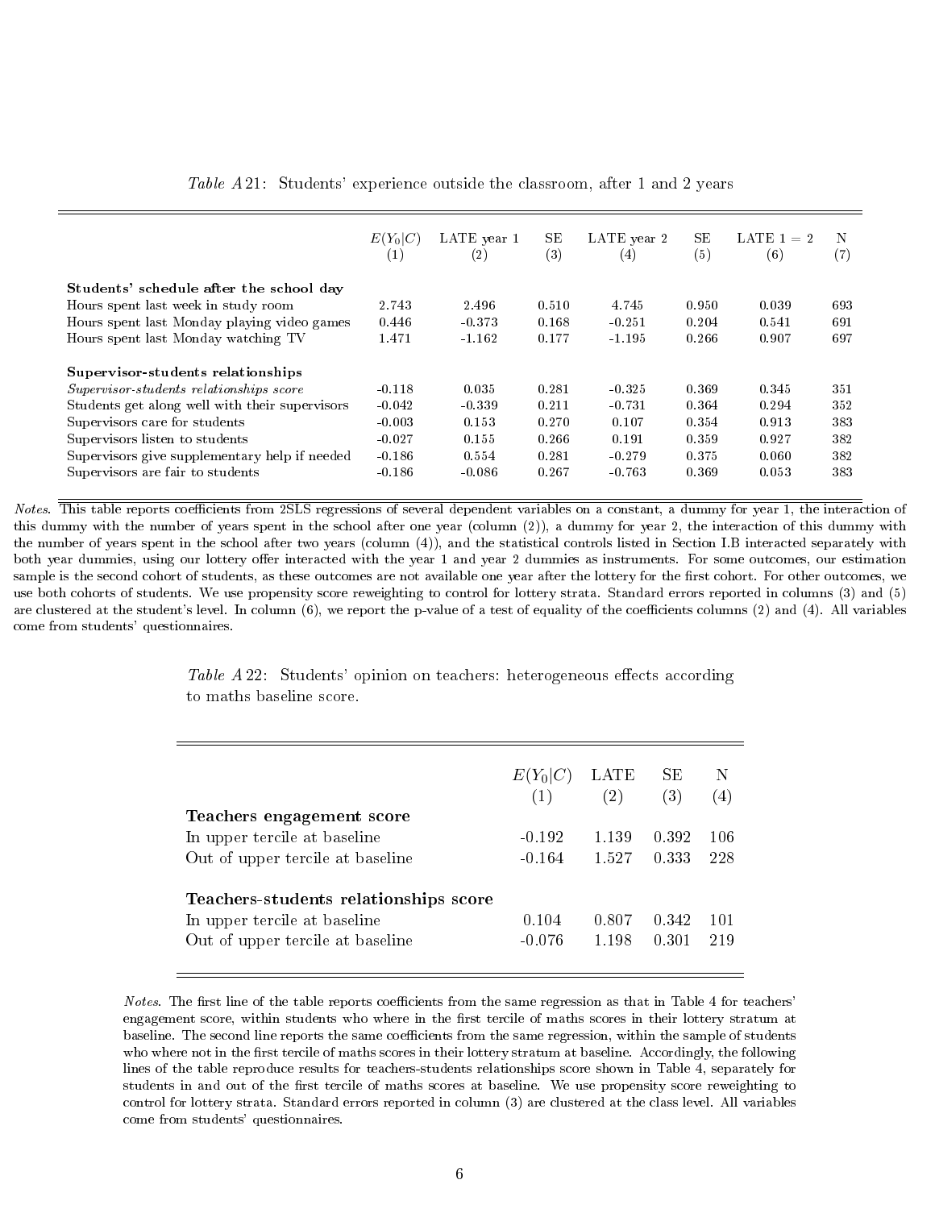*Table A21*: Students' experience outside the classroom, after 1 and 2 years

| | $E(Y_0\|C)$ (1) | LATE year 1 (2) | SE (3) | LATE year 2 (4) | SE (5) | LATE 1 = 2 (6) | N (7) |
|---|---|---|---|---|---|---|---|
| **Students' schedule after the school day** | | | | | | | |
| Hours spent last week in study room | 2.743 | 2.496 | 0.510 | 4.745 | 0.950 | 0.039 | 693 |
| Hours spent last Monday playing video games | 0.446 | -0.373 | 0.168 | -0.251 | 0.204 | 0.541 | 691 |
| Hours spent last Monday watching TV | 1.471 | -1.162 | 0.177 | -1.195 | 0.266 | 0.907 | 697 |
| **Supervisor-students relationships** | | | | | | | |
| *Supervisor-students relationships score* | -0.118 | 0.035 | 0.281 | -0.325 | 0.369 | 0.345 | 351 |
| Students get along well with their supervisors | -0.042 | -0.339 | 0.211 | -0.731 | 0.364 | 0.294 | 352 |
| Supervisors care for students | -0.003 | 0.153 | 0.270 | 0.107 | 0.354 | 0.913 | 383 |
| Supervisors listen to students | -0.027 | 0.155 | 0.266 | 0.191 | 0.359 | 0.927 | 382 |
| Supervisors give supplementary help if needed | -0.186 | 0.554 | 0.281 | -0.279 | 0.375 | 0.060 | 382 |
| Supervisors are fair to students | -0.186 | -0.086 | 0.267 | -0.763 | 0.369 | 0.053 | 383 |

*Notes*. This table reports coefficients from 2SLS regressions of several dependent variables on a constant, a dummy for year 1, the interaction of this dummy with the number of years spent in the school after one year (column (2)), a dummy for year 2, the interaction of this dummy with the number of years spent in the school after two years (column (4)), and the statistical controls listed in Section I.B interacted separately with both year dummies, using our lottery offer interacted with the year 1 and year 2 dummies as instruments. For some outcomes, our estimation sample is the second cohort of students, as these outcomes are not available one year after the lottery for the first cohort. For other outcomes, we use both cohorts of students. We use propensity score reweighting to control for lottery strata. Standard errors reported in columns (3) and (5) are clustered at the student's level. In column (6), we report the p-value of a test of equality of the coefficients columns (2) and (4). All variables come from students' questionnaires.

*Table A22*: Students' opinion on teachers: heterogeneous effects according to maths baseline score.

| | $E(Y_0\|C)$ (1) | LATE (2) | SE (3) | N (4) |
|---|---|---|---|---|
| **Teachers engagement score** | | | | |
| In upper tercile at baseline | -0.192 | 1.139 | 0.392 | 106 |
| Out of upper tercile at baseline | -0.164 | 1.527 | 0.333 | 228 |
| **Teachers-students relationships score** | | | | |
| In upper tercile at baseline | 0.104 | 0.807 | 0.342 | 101 |
| Out of upper tercile at baseline | -0.076 | 1.198 | 0.301 | 219 |

*Notes*. The first line of the table reports coefficients from the same regression as that in Table 4 for teachers' engagement score, within students who where in the first tercile of maths scores in their lottery stratum at baseline. The second line reports the same coefficients from the same regression, within the sample of students who where not in the first tercile of maths scores in their lottery stratum at baseline. Accordingly, the following lines of the table reproduce results for teachers-students relationships score shown in Table 4, separately for students in and out of the first tercile of maths scores at baseline. We use propensity score reweighting to control for lottery strata. Standard errors reported in column (3) are clustered at the class level. All variables come from students' questionnaires.